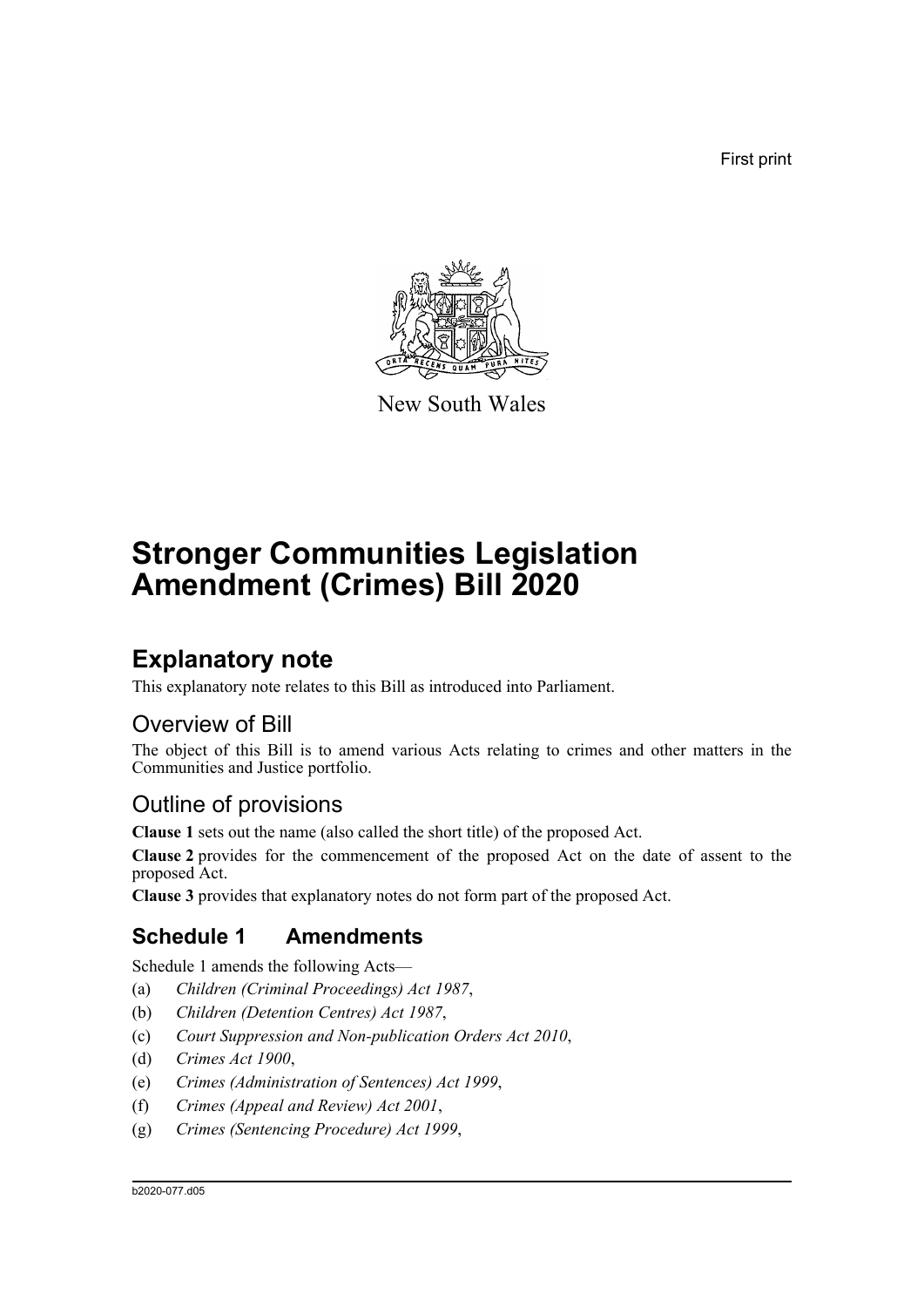First print

New South Wales

# Stronger Communities Legislation Amendment (Crimes) Bill 2020

## Explanatory note

This explanatory note relates to this Bill as introduced into Parliament.

### Overview of Bill

The object of this Bill is to amend various Acts relating to crimes and other matters in the Communities and Justice portfolio.

### Outline of provisions

**Clause 1** sets out the name (also called the short title) of the proposed Act.

**Clause 2** provides for the commencement of the proposed Act on the date of assent to the proposed Act.

**Clause 3** provides that explanatory notes do not form part of the proposed Act.

## Schedule 1 Amendments

Schedule 1 amends the following Acts—

(a) *Children (Criminal Proceedings) Act 1987*,

(b) *Children (Detention Centres) Act 1987*,

(c) *Court Suppression and Non-publication Orders Act 2010*,

(d) *Crimes Act 1900*,

(e) *Crimes (Administration of Sentences) Act 1999*,

(f) *Crimes (Appeal and Review) Act 2001*,

(g) *Crimes (Sentencing Procedure) Act 1999*,

b2020-077.d05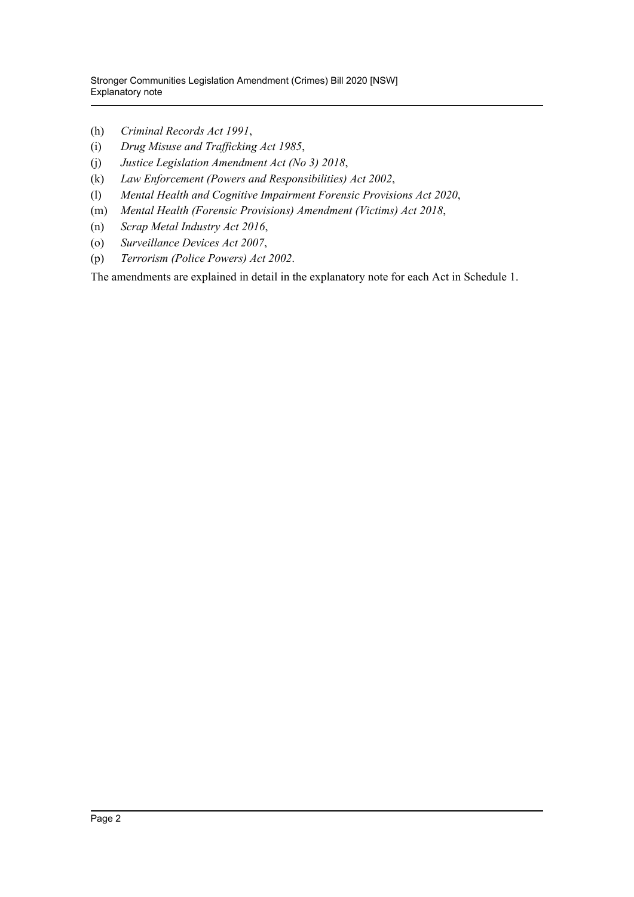(h) *Criminal Records Act 1991*,

(i) *Drug Misuse and Trafficking Act 1985*,

(j) *Justice Legislation Amendment Act (No 3) 2018*,

(k) *Law Enforcement (Powers and Responsibilities) Act 2002*,

(l) *Mental Health and Cognitive Impairment Forensic Provisions Act 2020*,

(m) *Mental Health (Forensic Provisions) Amendment (Victims) Act 2018*,

(n) *Scrap Metal Industry Act 2016*,

(o) *Surveillance Devices Act 2007*,

(p) *Terrorism (Police Powers) Act 2002*.

The amendments are explained in detail in the explanatory note for each Act in Schedule 1.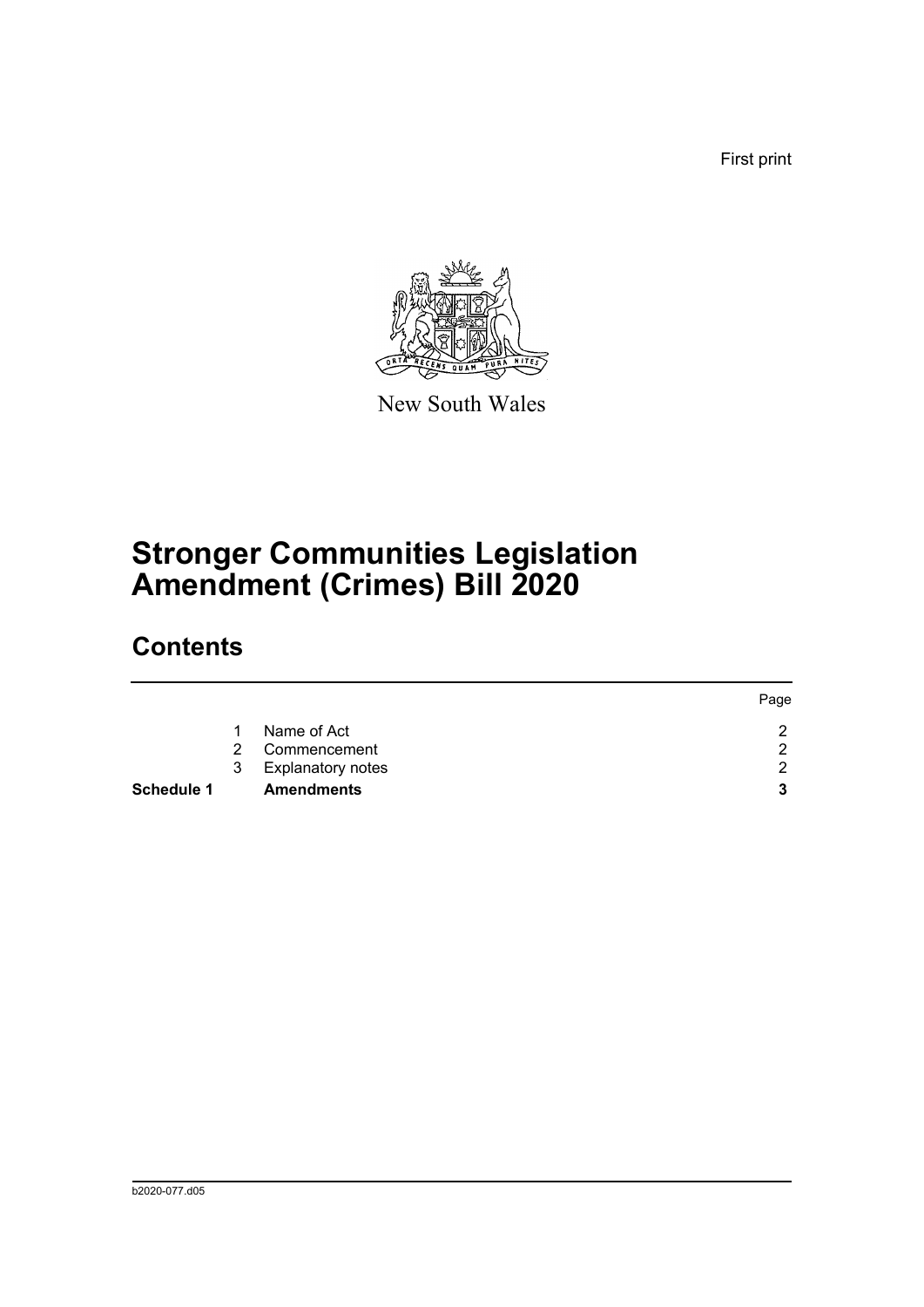First print

New South Wales

# Stronger Communities Legislation Amendment (Crimes) Bill 2020

## Contents

| | | | Page |
|---|---|---|---|
| | 1 | Name of Act | 2 |
| | 2 | Commencement | 2 |
| | 3 | Explanatory notes | 2 |
| **Schedule 1** | | **Amendments** | **3** |

b2020-077.d05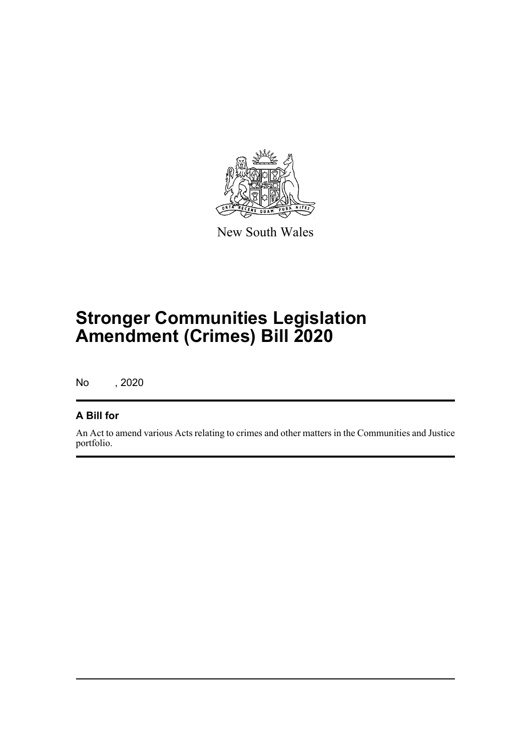New South Wales

# Stronger Communities Legislation Amendment (Crimes) Bill 2020

No , 2020

## A Bill for

An Act to amend various Acts relating to crimes and other matters in the Communities and Justice portfolio.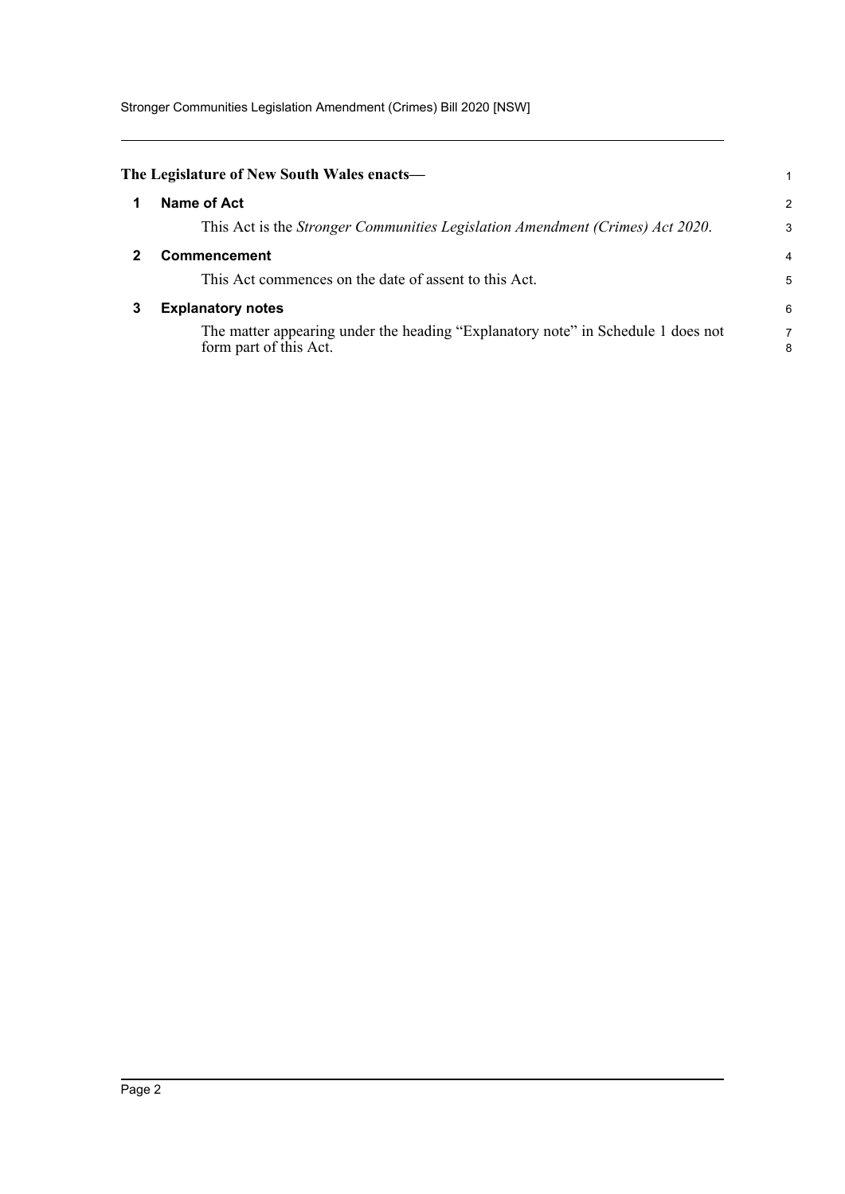**The Legislature of New South Wales enacts—**

## 1 Name of Act

This Act is the *Stronger Communities Legislation Amendment (Crimes) Act 2020*.

## 2 Commencement

This Act commences on the date of assent to this Act.

## 3 Explanatory notes

The matter appearing under the heading "Explanatory note" in Schedule 1 does not form part of this Act.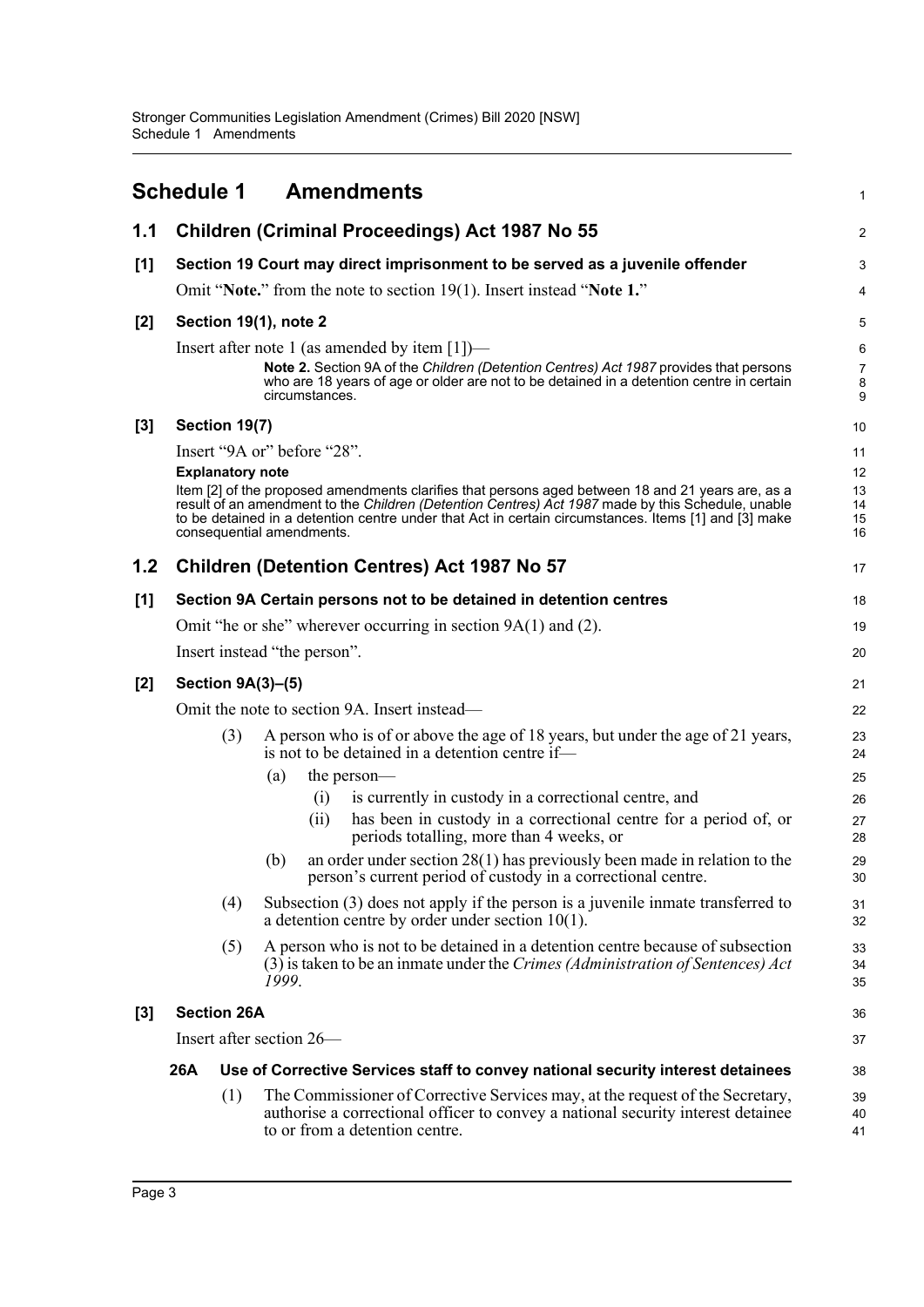# Schedule 1 Amendments

## 1.1 Children (Criminal Proceedings) Act 1987 No 55

### [1] Section 19 Court may direct imprisonment to be served as a juvenile offender

Omit "**Note.**" from the note to section 19(1). Insert instead "**Note 1.**"

### [2] Section 19(1), note 2

Insert after note 1 (as amended by item [1])—

> **Note 2.** Section 9A of the *Children (Detention Centres) Act 1987* provides that persons who are 18 years of age or older are not to be detained in a detention centre in certain circumstances.

### [3] Section 19(7)

Insert "9A or" before "28".

**Explanatory note**

Item [2] of the proposed amendments clarifies that persons aged between 18 and 21 years are, as a result of an amendment to the *Children (Detention Centres) Act 1987* made by this Schedule, unable to be detained in a detention centre under that Act in certain circumstances. Items [1] and [3] make consequential amendments.

## 1.2 Children (Detention Centres) Act 1987 No 57

### [1] Section 9A Certain persons not to be detained in detention centres

Omit "he or she" wherever occurring in section 9A(1) and (2).

Insert instead "the person".

### [2] Section 9A(3)–(5)

Omit the note to section 9A. Insert instead—

(3) A person who is of or above the age of 18 years, but under the age of 21 years, is not to be detained in a detention centre if—

- (a) the person—
  - (i) is currently in custody in a correctional centre, and
  - (ii) has been in custody in a correctional centre for a period of, or periods totalling, more than 4 weeks, or
- (b) an order under section 28(1) has previously been made in relation to the person's current period of custody in a correctional centre.

(4) Subsection (3) does not apply if the person is a juvenile inmate transferred to a detention centre by order under section 10(1).

(5) A person who is not to be detained in a detention centre because of subsection (3) is taken to be an inmate under the *Crimes (Administration of Sentences) Act 1999*.

### [3] Section 26A

Insert after section 26—

**26A Use of Corrective Services staff to convey national security interest detainees**

(1) The Commissioner of Corrective Services may, at the request of the Secretary, authorise a correctional officer to convey a national security interest detainee to or from a detention centre.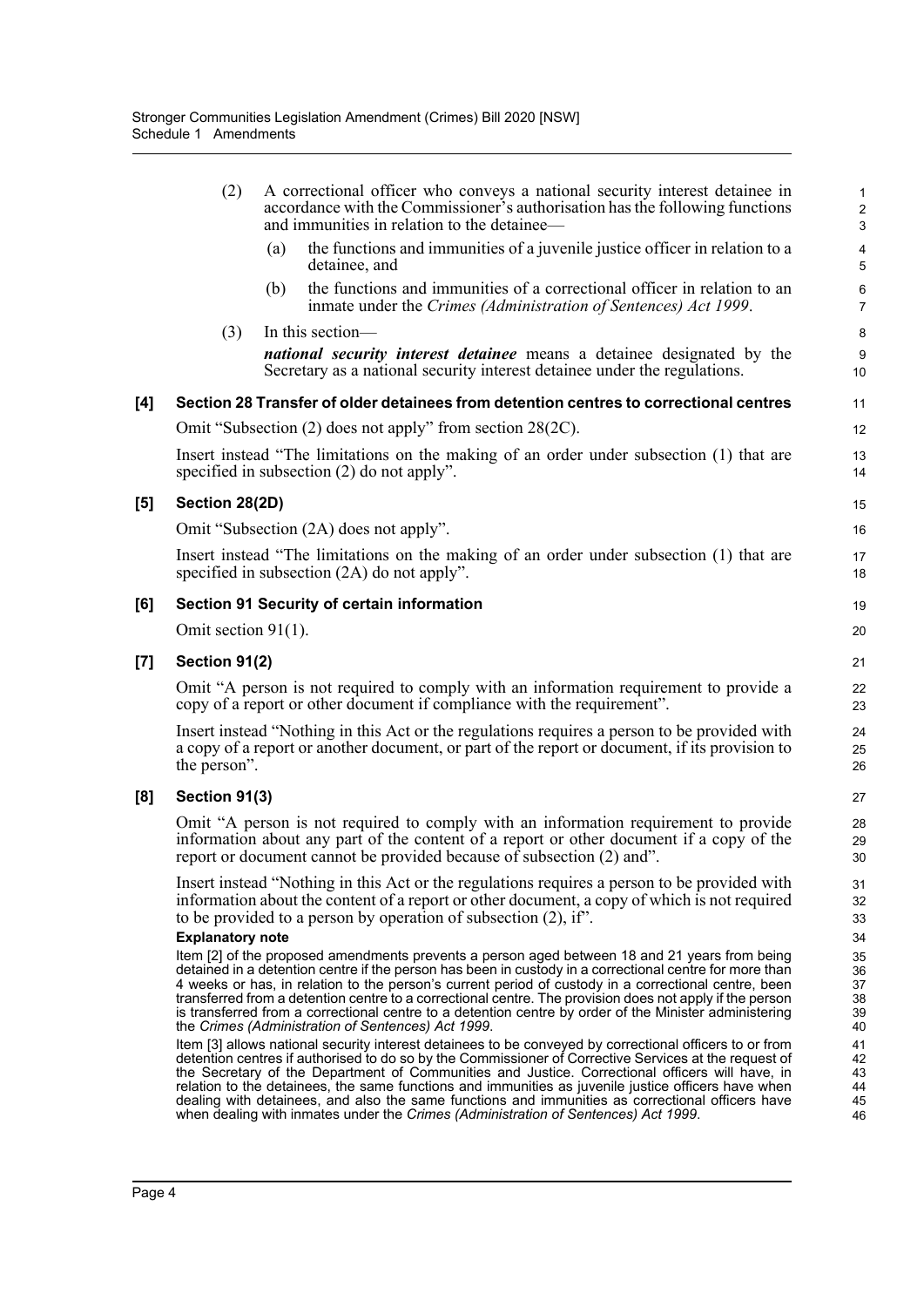(2) A correctional officer who conveys a national security interest detainee in accordance with the Commissioner's authorisation has the following functions and immunities in relation to the detainee—

(a) the functions and immunities of a juvenile justice officer in relation to a detainee, and

(b) the functions and immunities of a correctional officer in relation to an inmate under the *Crimes (Administration of Sentences) Act 1999*.

(3) In this section—

***national security interest detainee*** means a detainee designated by the Secretary as a national security interest detainee under the regulations.

**[4] Section 28 Transfer of older detainees from detention centres to correctional centres**

Omit "Subsection (2) does not apply" from section 28(2C).

Insert instead "The limitations on the making of an order under subsection (1) that are specified in subsection (2) do not apply".

**[5] Section 28(2D)**

Omit "Subsection (2A) does not apply".

Insert instead "The limitations on the making of an order under subsection (1) that are specified in subsection (2A) do not apply".

**[6] Section 91 Security of certain information**

Omit section 91(1).

**[7] Section 91(2)**

Omit "A person is not required to comply with an information requirement to provide a copy of a report or other document if compliance with the requirement".

Insert instead "Nothing in this Act or the regulations requires a person to be provided with a copy of a report or another document, or part of the report or document, if its provision to the person".

**[8] Section 91(3)**

Omit "A person is not required to comply with an information requirement to provide information about any part of the content of a report or other document if a copy of the report or document cannot be provided because of subsection (2) and".

Insert instead "Nothing in this Act or the regulations requires a person to be provided with information about the content of a report or other document, a copy of which is not required to be provided to a person by operation of subsection (2), if".

**Explanatory note**

Item [2] of the proposed amendments prevents a person aged between 18 and 21 years from being detained in a detention centre if the person has been in custody in a correctional centre for more than 4 weeks or has, in relation to the person's current period of custody in a correctional centre, been transferred from a detention centre to a correctional centre. The provision does not apply if the person is transferred from a correctional centre to a detention centre by order of the Minister administering the *Crimes (Administration of Sentences) Act 1999*.

Item [3] allows national security interest detainees to be conveyed by correctional officers to or from detention centres if authorised to do so by the Commissioner of Corrective Services at the request of the Secretary of the Department of Communities and Justice. Correctional officers will have, in relation to the detainees, the same functions and immunities as juvenile justice officers have when dealing with detainees, and also the same functions and immunities as correctional officers have when dealing with inmates under the *Crimes (Administration of Sentences) Act 1999*.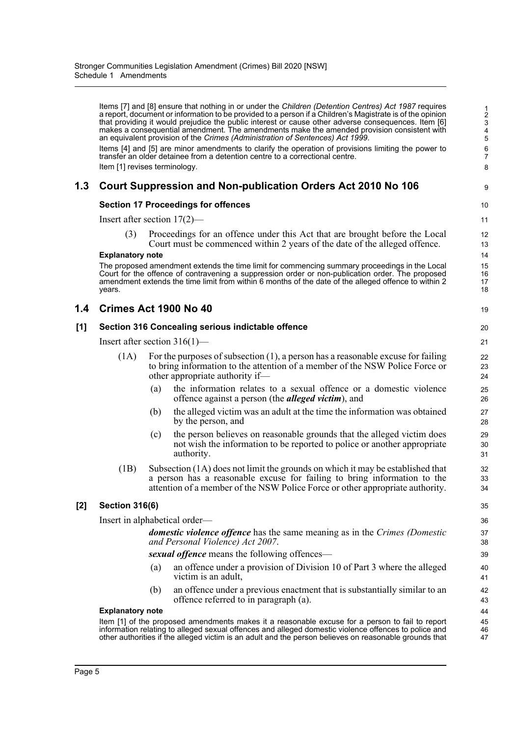Items [7] and [8] ensure that nothing in or under the *Children (Detention Centres) Act 1987* requires a report, document or information to be provided to a person if a Children's Magistrate is of the opinion that providing it would prejudice the public interest or cause other adverse consequences. Item [6] makes a consequential amendment. The amendments make the amended provision consistent with an equivalent provision of the *Crimes (Administration of Sentences) Act 1999*.

Items [4] and [5] are minor amendments to clarify the operation of provisions limiting the power to transfer an older detainee from a detention centre to a correctional centre.

Item [1] revises terminology.

## 1.3 Court Suppression and Non-publication Orders Act 2010 No 106

### Section 17 Proceedings for offences

Insert after section 17(2)—

(3) Proceedings for an offence under this Act that are brought before the Local Court must be commenced within 2 years of the date of the alleged offence.

**Explanatory note**

The proposed amendment extends the time limit for commencing summary proceedings in the Local Court for the offence of contravening a suppression order or non-publication order. The proposed amendment extends the time limit from within 6 months of the date of the alleged offence to within 2 years.

## 1.4 Crimes Act 1900 No 40

### [1] Section 316 Concealing serious indictable offence

Insert after section 316(1)—

(1A) For the purposes of subsection (1), a person has a reasonable excuse for failing to bring information to the attention of a member of the NSW Police Force or other appropriate authority if—

(a) the information relates to a sexual offence or a domestic violence offence against a person (the ***alleged victim***), and

(b) the alleged victim was an adult at the time the information was obtained by the person, and

(c) the person believes on reasonable grounds that the alleged victim does not wish the information to be reported to police or another appropriate authority.

(1B) Subsection (1A) does not limit the grounds on which it may be established that a person has a reasonable excuse for failing to bring information to the attention of a member of the NSW Police Force or other appropriate authority.

### [2] Section 316(6)

Insert in alphabetical order—

***domestic violence offence*** has the same meaning as in the *Crimes (Domestic and Personal Violence) Act 2007*.

***sexual offence*** means the following offences—

(a) an offence under a provision of Division 10 of Part 3 where the alleged victim is an adult,

(b) an offence under a previous enactment that is substantially similar to an offence referred to in paragraph (a).

**Explanatory note**

Item [1] of the proposed amendments makes it a reasonable excuse for a person to fail to report information relating to alleged sexual offences and alleged domestic violence offences to police and other authorities if the alleged victim is an adult and the person believes on reasonable grounds that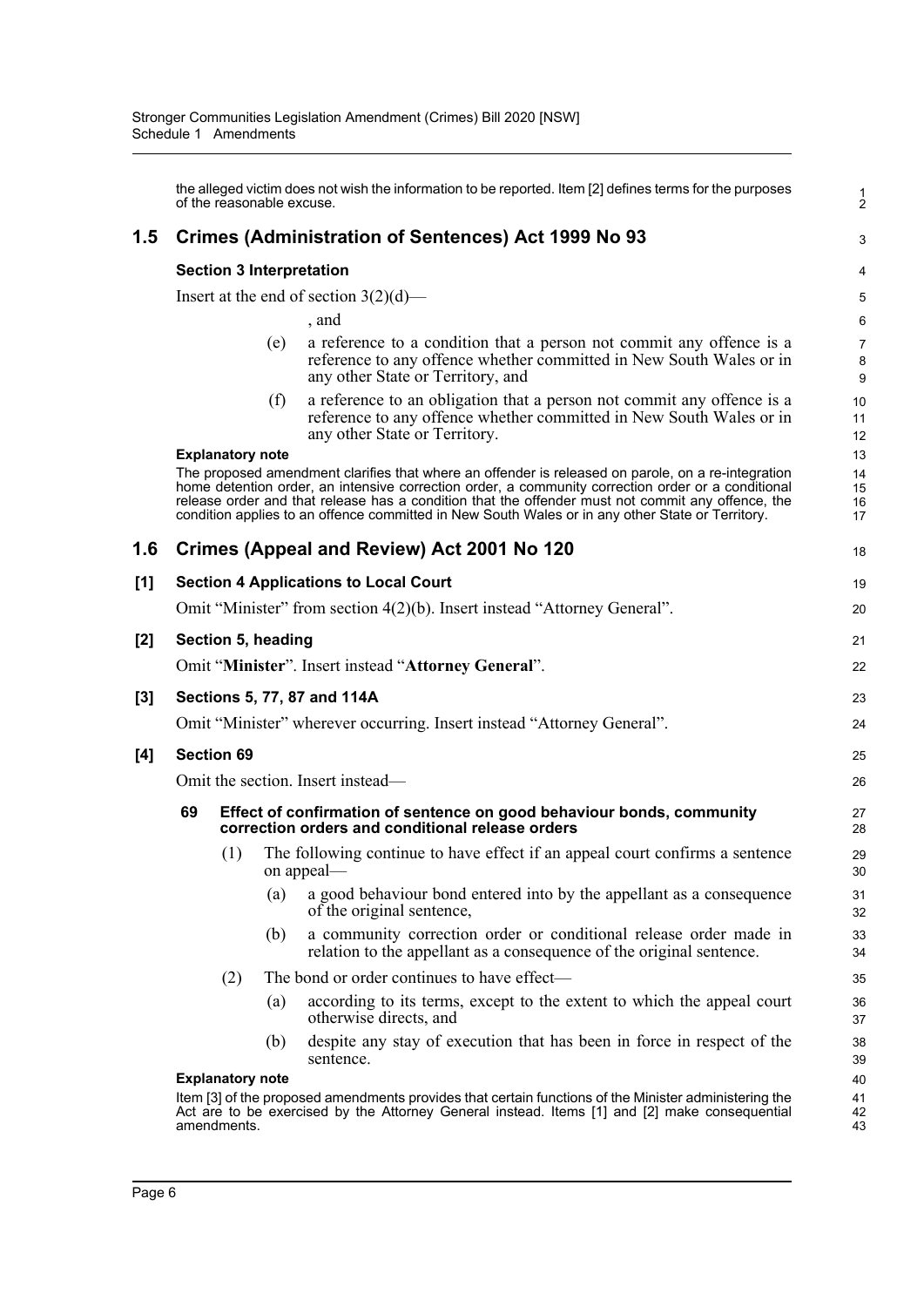the alleged victim does not wish the information to be reported. Item [2] defines terms for the purposes of the reasonable excuse.

## 1.5 Crimes (Administration of Sentences) Act 1999 No 93

**Section 3 Interpretation**

Insert at the end of section 3(2)(d)—

, and

(e) a reference to a condition that a person not commit any offence is a reference to any offence whether committed in New South Wales or in any other State or Territory, and

(f) a reference to an obligation that a person not commit any offence is a reference to any offence whether committed in New South Wales or in any other State or Territory.

**Explanatory note**

The proposed amendment clarifies that where an offender is released on parole, on a re-integration home detention order, an intensive correction order, a community correction order or a conditional release order and that release has a condition that the offender must not commit any offence, the condition applies to an offence committed in New South Wales or in any other State or Territory.

## 1.6 Crimes (Appeal and Review) Act 2001 No 120

**[1] Section 4 Applications to Local Court**

Omit "Minister" from section 4(2)(b). Insert instead "Attorney General".

**[2] Section 5, heading**

Omit "**Minister**". Insert instead "**Attorney General**".

**[3] Sections 5, 77, 87 and 114A**

Omit "Minister" wherever occurring. Insert instead "Attorney General".

**[4] Section 69**

Omit the section. Insert instead—

**69 Effect of confirmation of sentence on good behaviour bonds, community correction orders and conditional release orders**

(1) The following continue to have effect if an appeal court confirms a sentence on appeal—

(a) a good behaviour bond entered into by the appellant as a consequence of the original sentence,

(b) a community correction order or conditional release order made in relation to the appellant as a consequence of the original sentence.

(2) The bond or order continues to have effect—

(a) according to its terms, except to the extent to which the appeal court otherwise directs, and

(b) despite any stay of execution that has been in force in respect of the sentence.

**Explanatory note**

Item [3] of the proposed amendments provides that certain functions of the Minister administering the Act are to be exercised by the Attorney General instead. Items [1] and [2] make consequential amendments.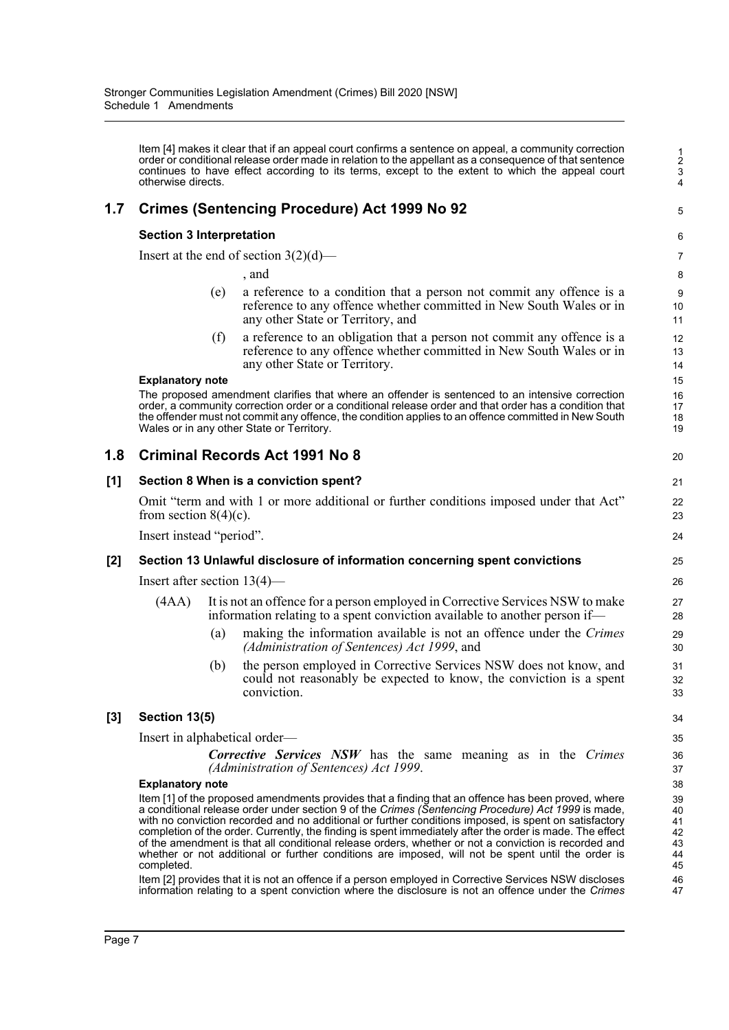Item [4] makes it clear that if an appeal court confirms a sentence on appeal, a community correction order or conditional release order made in relation to the appellant as a consequence of that sentence continues to have effect according to its terms, except to the extent to which the appeal court otherwise directs.

## 1.7 Crimes (Sentencing Procedure) Act 1999 No 92

### Section 3 Interpretation

Insert at the end of section 3(2)(d)—

, and

(e) a reference to a condition that a person not commit any offence is a reference to any offence whether committed in New South Wales or in any other State or Territory, and

(f) a reference to an obligation that a person not commit any offence is a reference to any offence whether committed in New South Wales or in any other State or Territory.

**Explanatory note**

The proposed amendment clarifies that where an offender is sentenced to an intensive correction order, a community correction order or a conditional release order and that order has a condition that the offender must not commit any offence, the condition applies to an offence committed in New South Wales or in any other State or Territory.

## 1.8 Criminal Records Act 1991 No 8

### [1] Section 8 When is a conviction spent?

Omit "term and with 1 or more additional or further conditions imposed under that Act" from section 8(4)(c).

Insert instead "period".

### [2] Section 13 Unlawful disclosure of information concerning spent convictions

Insert after section 13(4)—

(4AA) It is not an offence for a person employed in Corrective Services NSW to make information relating to a spent conviction available to another person if—

(a) making the information available is not an offence under the *Crimes (Administration of Sentences) Act 1999*, and

(b) the person employed in Corrective Services NSW does not know, and could not reasonably be expected to know, the conviction is a spent conviction.

### [3] Section 13(5)

Insert in alphabetical order—

***Corrective Services NSW*** has the same meaning as in the *Crimes (Administration of Sentences) Act 1999*.

**Explanatory note**

Item [1] of the proposed amendments provides that a finding that an offence has been proved, where a conditional release order under section 9 of the *Crimes (Sentencing Procedure) Act 1999* is made, with no conviction recorded and no additional or further conditions imposed, is spent on satisfactory completion of the order. Currently, the finding is spent immediately after the order is made. The effect of the amendment is that all conditional release orders, whether or not a conviction is recorded and whether or not additional or further conditions are imposed, will not be spent until the order is completed.

Item [2] provides that it is not an offence if a person employed in Corrective Services NSW discloses information relating to a spent conviction where the disclosure is not an offence under the *Crimes*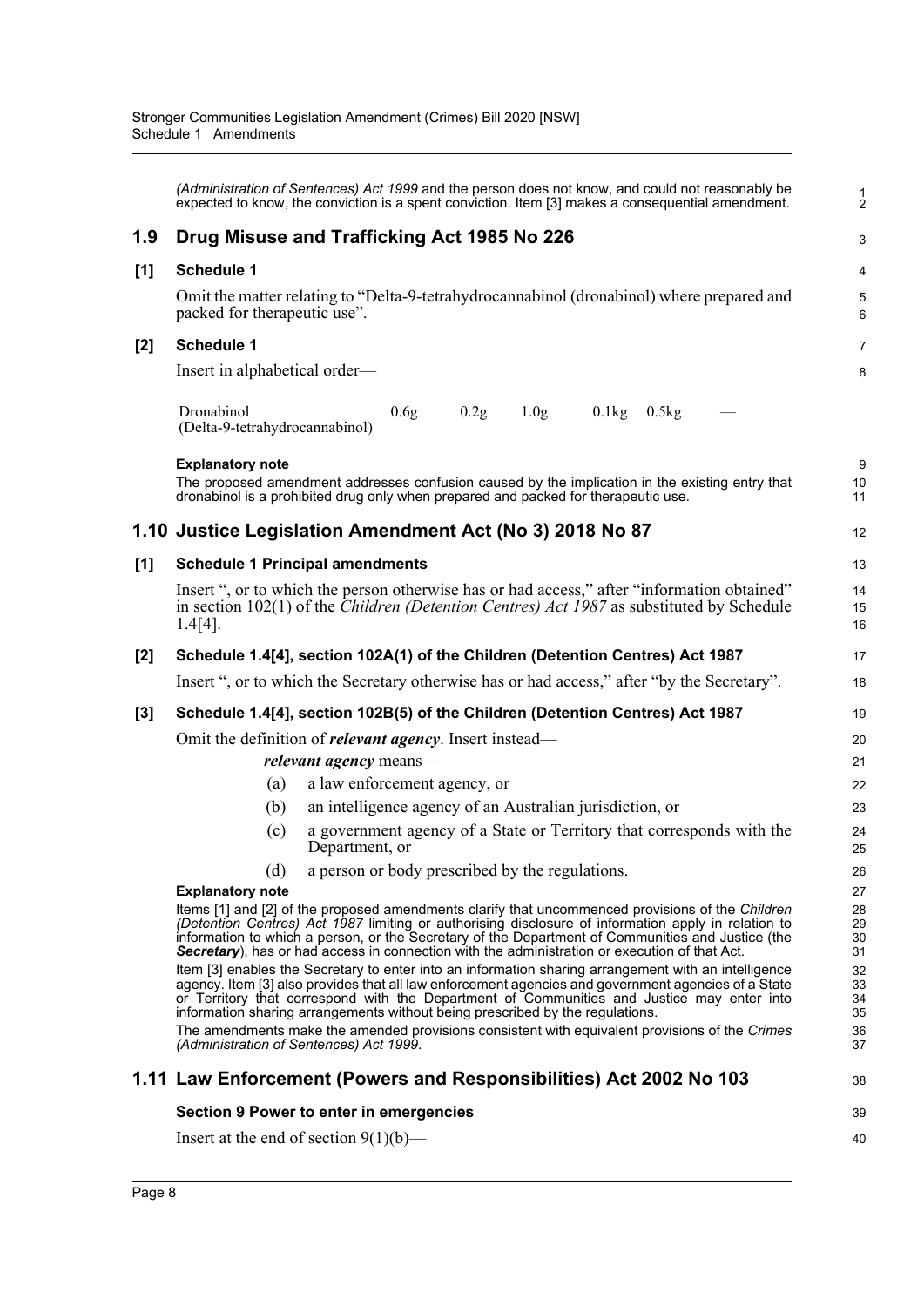(*Administration of Sentences) Act 1999* and the person does not know, and could not reasonably be expected to know, the conviction is a spent conviction. Item [3] makes a consequential amendment.

## 1.9 Drug Misuse and Trafficking Act 1985 No 226

### [1] Schedule 1

Omit the matter relating to "Delta-9-tetrahydrocannabinol (dronabinol) where prepared and packed for therapeutic use".

### [2] Schedule 1

Insert in alphabetical order—

| | | | | | | |
|---|---|---|---|---|---|---|
| Dronabinol (Delta-9-tetrahydrocannabinol) | 0.6g | 0.2g | 1.0g | 0.1kg | 0.5kg | — |

**Explanatory note**

The proposed amendment addresses confusion caused by the implication in the existing entry that dronabinol is a prohibited drug only when prepared and packed for therapeutic use.

## 1.10 Justice Legislation Amendment Act (No 3) 2018 No 87

### [1] Schedule 1 Principal amendments

Insert ", or to which the person otherwise has or had access," after "information obtained" in section 102(1) of the *Children (Detention Centres) Act 1987* as substituted by Schedule 1.4[4].

### [2] Schedule 1.4[4], section 102A(1) of the Children (Detention Centres) Act 1987

Insert ", or to which the Secretary otherwise has or had access," after "by the Secretary".

### [3] Schedule 1.4[4], section 102B(5) of the Children (Detention Centres) Act 1987

Omit the definition of ***relevant agency***. Insert instead—

***relevant agency*** means—

(a) a law enforcement agency, or

(b) an intelligence agency of an Australian jurisdiction, or

(c) a government agency of a State or Territory that corresponds with the Department, or

(d) a person or body prescribed by the regulations.

**Explanatory note**

Items [1] and [2] of the proposed amendments clarify that uncommenced provisions of the *Children (Detention Centres) Act 1987* limiting or authorising disclosure of information apply in relation to information to which a person, or the Secretary of the Department of Communities and Justice (the ***Secretary***), has or had access in connection with the administration or execution of that Act.

Item [3] enables the Secretary to enter into an information sharing arrangement with an intelligence agency. Item [3] also provides that all law enforcement agencies and government agencies of a State or Territory that correspond with the Department of Communities and Justice may enter into information sharing arrangements without being prescribed by the regulations.

The amendments make the amended provisions consistent with equivalent provisions of the *Crimes (Administration of Sentences) Act 1999*.

## 1.11 Law Enforcement (Powers and Responsibilities) Act 2002 No 103

### Section 9 Power to enter in emergencies

Insert at the end of section 9(1)(b)—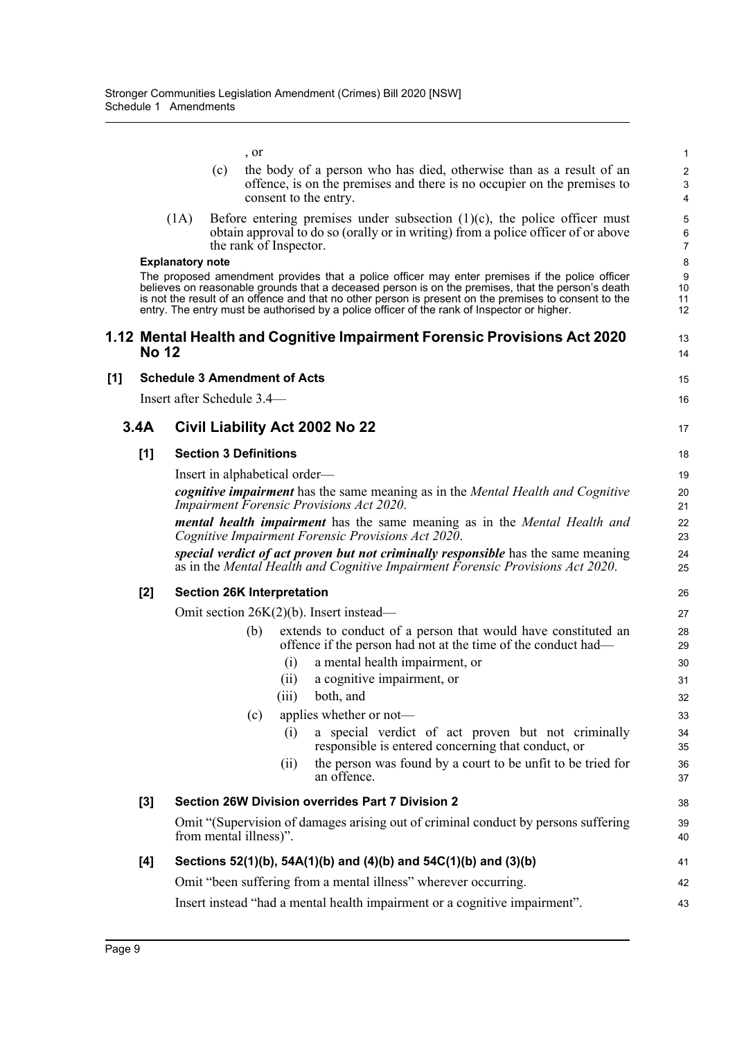, or

(c) the body of a person who has died, otherwise than as a result of an offence, is on the premises and there is no occupier on the premises to consent to the entry.

(1A) Before entering premises under subsection (1)(c), the police officer must obtain approval to do so (orally or in writing) from a police officer of or above the rank of Inspector.

**Explanatory note**

The proposed amendment provides that a police officer may enter premises if the police officer believes on reasonable grounds that a deceased person is on the premises, that the person's death is not the result of an offence and that no other person is present on the premises to consent to the entry. The entry must be authorised by a police officer of the rank of Inspector or higher.

## 1.12 Mental Health and Cognitive Impairment Forensic Provisions Act 2020 No 12

### [1] Schedule 3 Amendment of Acts

Insert after Schedule 3.4—

## 3.4A Civil Liability Act 2002 No 22

### [1] Section 3 Definitions

Insert in alphabetical order—

***cognitive impairment*** has the same meaning as in the *Mental Health and Cognitive Impairment Forensic Provisions Act 2020*.

***mental health impairment*** has the same meaning as in the *Mental Health and Cognitive Impairment Forensic Provisions Act 2020*.

***special verdict of act proven but not criminally responsible*** has the same meaning as in the *Mental Health and Cognitive Impairment Forensic Provisions Act 2020*.

### [2] Section 26K Interpretation

Omit section 26K(2)(b). Insert instead—

(b) extends to conduct of a person that would have constituted an offence if the person had not at the time of the conduct had—

(i) a mental health impairment, or

(ii) a cognitive impairment, or

(iii) both, and

(c) applies whether or not—

(i) a special verdict of act proven but not criminally responsible is entered concerning that conduct, or

(ii) the person was found by a court to be unfit to be tried for an offence.

### [3] Section 26W Division overrides Part 7 Division 2

Omit "(Supervision of damages arising out of criminal conduct by persons suffering from mental illness)".

### [4] Sections 52(1)(b), 54A(1)(b) and (4)(b) and 54C(1)(b) and (3)(b)

Omit "been suffering from a mental illness" wherever occurring.

Insert instead "had a mental health impairment or a cognitive impairment".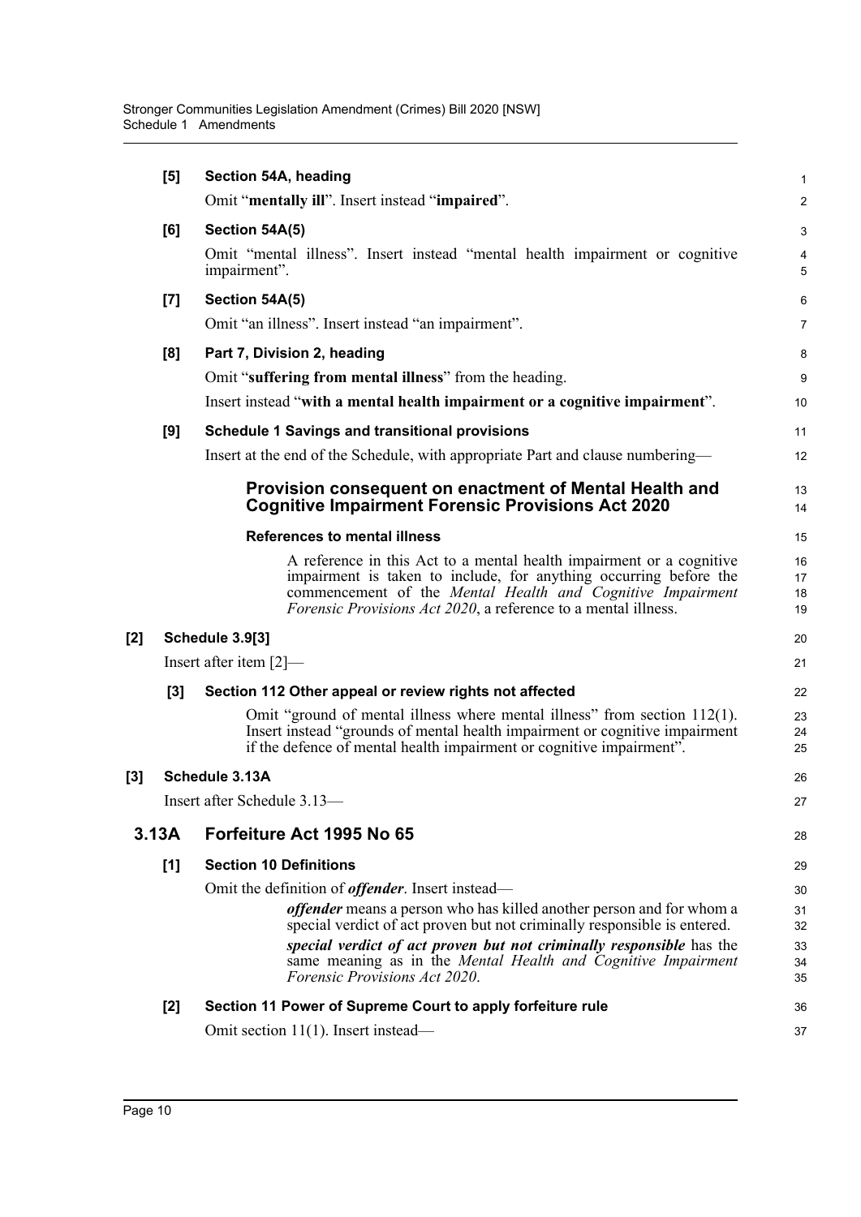**[5] Section 54A, heading**

Omit "**mentally ill**". Insert instead "**impaired**".

**[6] Section 54A(5)**

Omit "mental illness". Insert instead "mental health impairment or cognitive impairment".

**[7] Section 54A(5)**

Omit "an illness". Insert instead "an impairment".

**[8] Part 7, Division 2, heading**

Omit "**suffering from mental illness**" from the heading.

Insert instead "**with a mental health impairment or a cognitive impairment**".

**[9] Schedule 1 Savings and transitional provisions**

Insert at the end of the Schedule, with appropriate Part and clause numbering—

### Provision consequent on enactment of Mental Health and Cognitive Impairment Forensic Provisions Act 2020

**References to mental illness**

A reference in this Act to a mental health impairment or a cognitive impairment is taken to include, for anything occurring before the commencement of the *Mental Health and Cognitive Impairment Forensic Provisions Act 2020*, a reference to a mental illness.

**[2] Schedule 3.9[3]**

Insert after item [2]—

**[3] Section 112 Other appeal or review rights not affected**

Omit "ground of mental illness where mental illness" from section 112(1). Insert instead "grounds of mental health impairment or cognitive impairment if the defence of mental health impairment or cognitive impairment".

**[3] Schedule 3.13A**

Insert after Schedule 3.13—

## 3.13A Forfeiture Act 1995 No 65

**[1] Section 10 Definitions**

Omit the definition of ***offender***. Insert instead—

***offender*** means a person who has killed another person and for whom a special verdict of act proven but not criminally responsible is entered.

***special verdict of act proven but not criminally responsible*** has the same meaning as in the *Mental Health and Cognitive Impairment Forensic Provisions Act 2020*.

**[2] Section 11 Power of Supreme Court to apply forfeiture rule**

Omit section 11(1). Insert instead—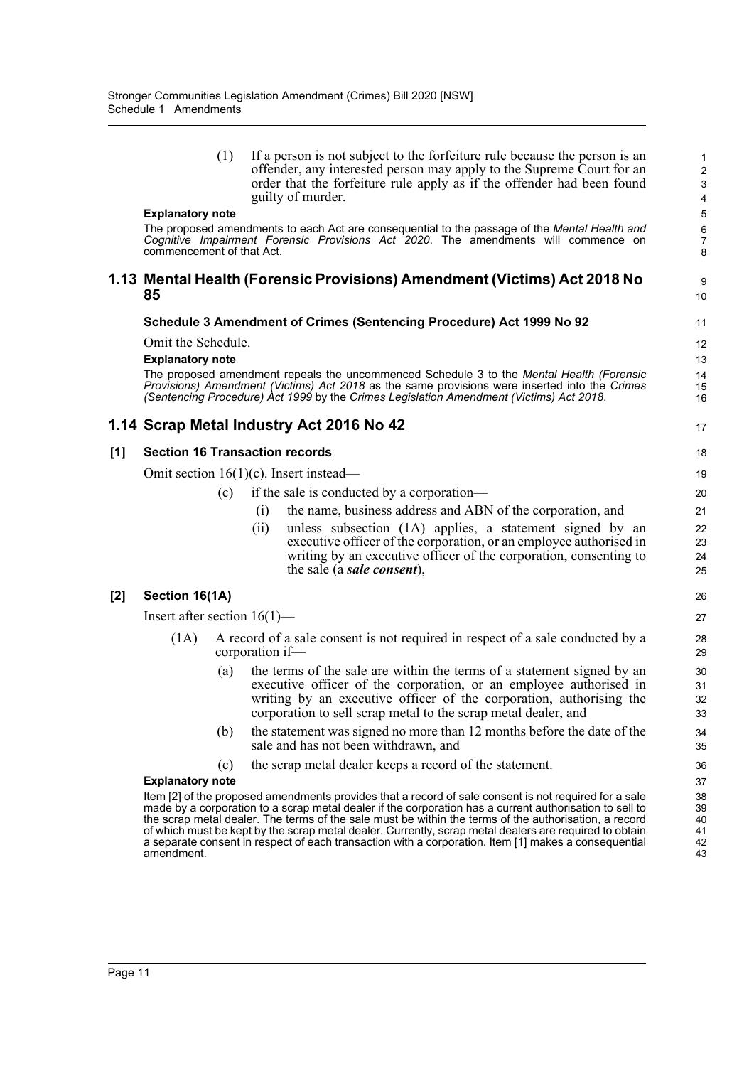(1) If a person is not subject to the forfeiture rule because the person is an offender, any interested person may apply to the Supreme Court for an order that the forfeiture rule apply as if the offender had been found guilty of murder.

**Explanatory note**

The proposed amendments to each Act are consequential to the passage of the *Mental Health and Cognitive Impairment Forensic Provisions Act 2020*. The amendments will commence on commencement of that Act.

## 1.13 Mental Health (Forensic Provisions) Amendment (Victims) Act 2018 No 85

### Schedule 3 Amendment of Crimes (Sentencing Procedure) Act 1999 No 92

Omit the Schedule.

**Explanatory note**

The proposed amendment repeals the uncommenced Schedule 3 to the *Mental Health (Forensic Provisions) Amendment (Victims) Act 2018* as the same provisions were inserted into the *Crimes (Sentencing Procedure) Act 1999* by the *Crimes Legislation Amendment (Victims) Act 2018*.

## 1.14 Scrap Metal Industry Act 2016 No 42

### [1] Section 16 Transaction records

Omit section 16(1)(c). Insert instead—

(c) if the sale is conducted by a corporation—

(i) the name, business address and ABN of the corporation, and

(ii) unless subsection (1A) applies, a statement signed by an executive officer of the corporation, or an employee authorised in writing by an executive officer of the corporation, consenting to the sale (a ***sale consent***),

### [2] Section 16(1A)

Insert after section 16(1)—

(1A) A record of a sale consent is not required in respect of a sale conducted by a corporation if—

(a) the terms of the sale are within the terms of a statement signed by an executive officer of the corporation, or an employee authorised in writing by an executive officer of the corporation, authorising the corporation to sell scrap metal to the scrap metal dealer, and

(b) the statement was signed no more than 12 months before the date of the sale and has not been withdrawn, and

(c) the scrap metal dealer keeps a record of the statement.

**Explanatory note**

Item [2] of the proposed amendments provides that a record of sale consent is not required for a sale made by a corporation to a scrap metal dealer if the corporation has a current authorisation to sell to the scrap metal dealer. The terms of the sale must be within the terms of the authorisation, a record of which must be kept by the scrap metal dealer. Currently, scrap metal dealers are required to obtain a separate consent in respect of each transaction with a corporation. Item [1] makes a consequential amendment.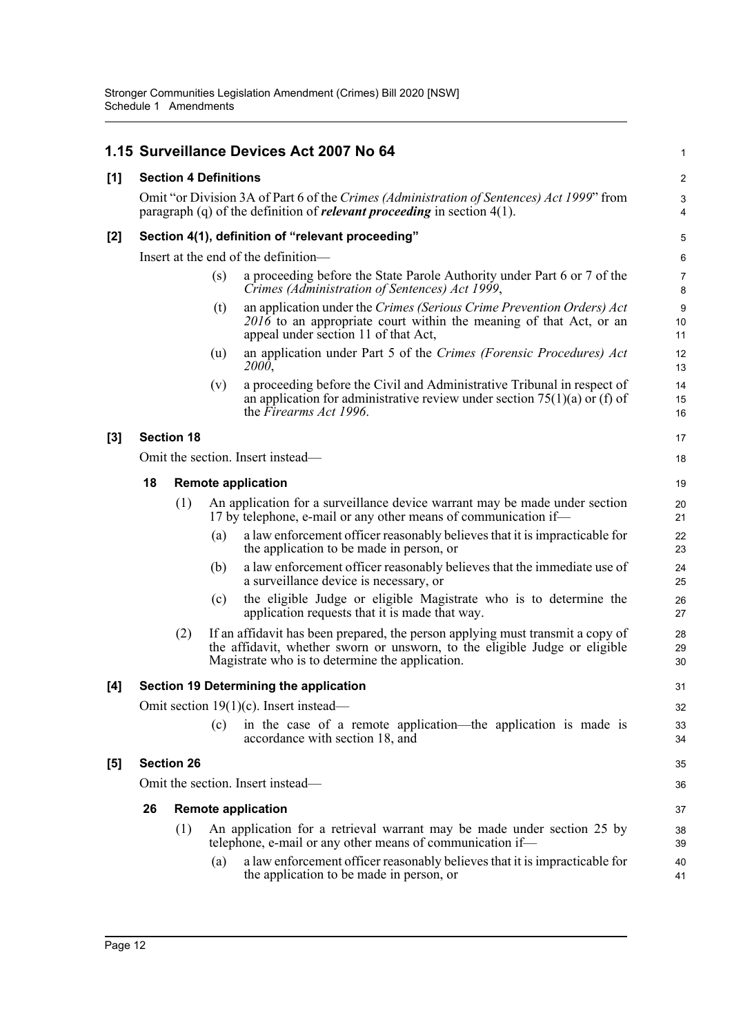## 1.15 Surveillance Devices Act 2007 No 64

**[1] Section 4 Definitions**

Omit "or Division 3A of Part 6 of the *Crimes (Administration of Sentences) Act 1999*" from paragraph (q) of the definition of ***relevant proceeding*** in section 4(1).

**[2] Section 4(1), definition of "relevant proceeding"**

Insert at the end of the definition—

> (s) a proceeding before the State Parole Authority under Part 6 or 7 of the *Crimes (Administration of Sentences) Act 1999*,
>
> (t) an application under the *Crimes (Serious Crime Prevention Orders) Act 2016* to an appropriate court within the meaning of that Act, or an appeal under section 11 of that Act,
>
> (u) an application under Part 5 of the *Crimes (Forensic Procedures) Act 2000*,
>
> (v) a proceeding before the Civil and Administrative Tribunal in respect of an application for administrative review under section 75(1)(a) or (f) of the *Firearms Act 1996*.

**[3] Section 18**

Omit the section. Insert instead—

> **18 Remote application**
>
> (1) An application for a surveillance device warrant may be made under section 17 by telephone, e-mail or any other means of communication if—
>
> (a) a law enforcement officer reasonably believes that it is impracticable for the application to be made in person, or
>
> (b) a law enforcement officer reasonably believes that the immediate use of a surveillance device is necessary, or
>
> (c) the eligible Judge or eligible Magistrate who is to determine the application requests that it is made that way.
>
> (2) If an affidavit has been prepared, the person applying must transmit a copy of the affidavit, whether sworn or unsworn, to the eligible Judge or eligible Magistrate who is to determine the application.

**[4] Section 19 Determining the application**

Omit section 19(1)(c). Insert instead—

> (c) in the case of a remote application—the application is made is accordance with section 18, and

**[5] Section 26**

Omit the section. Insert instead—

> **26 Remote application**
>
> (1) An application for a retrieval warrant may be made under section 25 by telephone, e-mail or any other means of communication if—
>
> (a) a law enforcement officer reasonably believes that it is impracticable for the application to be made in person, or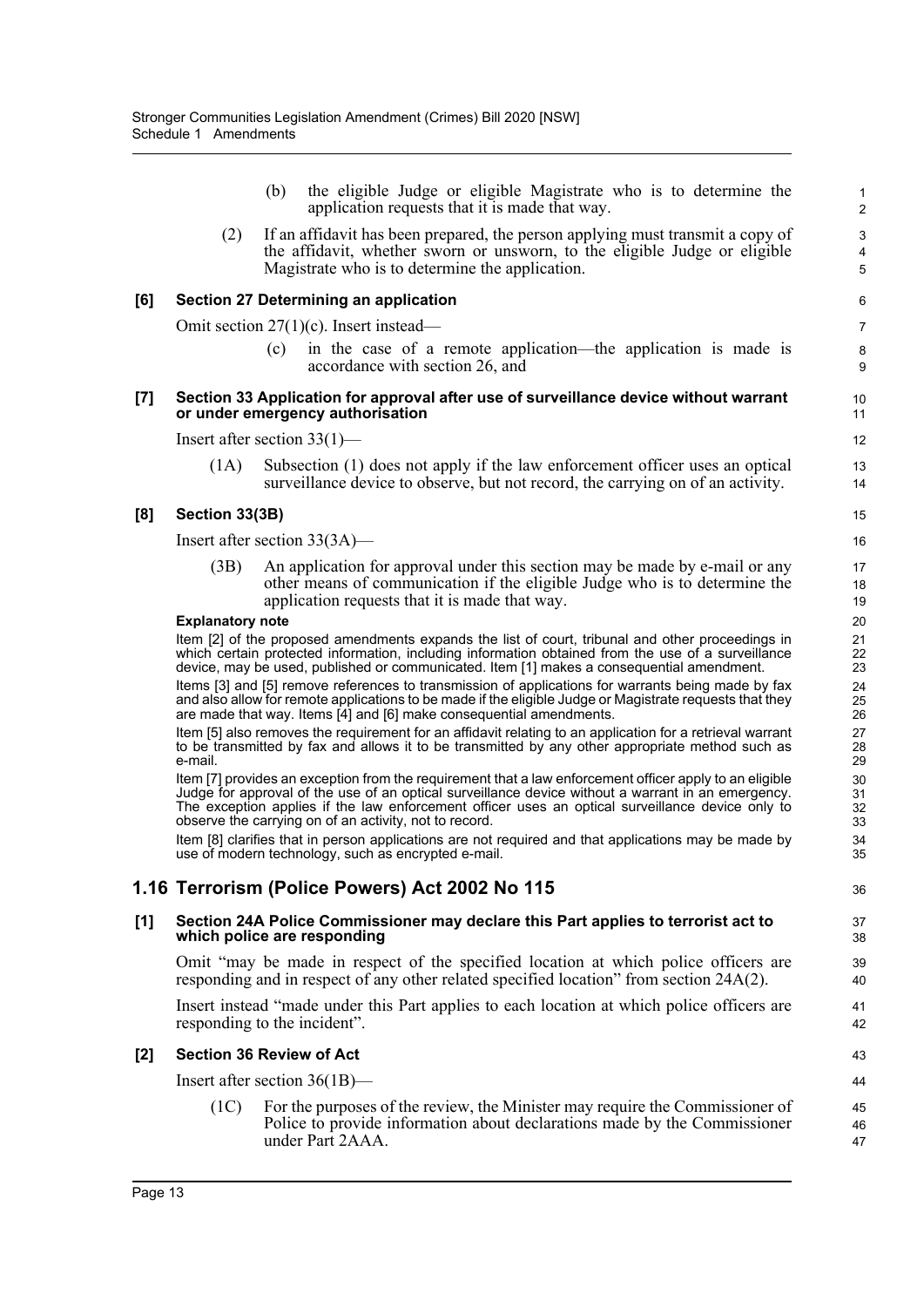(b) the eligible Judge or eligible Magistrate who is to determine the application requests that it is made that way.

(2) If an affidavit has been prepared, the person applying must transmit a copy of the affidavit, whether sworn or unsworn, to the eligible Judge or eligible Magistrate who is to determine the application.

**[6] Section 27 Determining an application**

Omit section 27(1)(c). Insert instead—

(c) in the case of a remote application—the application is made is accordance with section 26, and

**[7] Section 33 Application for approval after use of surveillance device without warrant or under emergency authorisation**

Insert after section 33(1)—

(1A) Subsection (1) does not apply if the law enforcement officer uses an optical surveillance device to observe, but not record, the carrying on of an activity.

**[8] Section 33(3B)**

Insert after section 33(3A)—

(3B) An application for approval under this section may be made by e-mail or any other means of communication if the eligible Judge who is to determine the application requests that it is made that way.

**Explanatory note**

Item [2] of the proposed amendments expands the list of court, tribunal and other proceedings in which certain protected information, including information obtained from the use of a surveillance device, may be used, published or communicated. Item [1] makes a consequential amendment.

Items [3] and [5] remove references to transmission of applications for warrants being made by fax and also allow for remote applications to be made if the eligible Judge or Magistrate requests that they are made that way. Items [4] and [6] make consequential amendments.

Item [5] also removes the requirement for an affidavit relating to an application for a retrieval warrant to be transmitted by fax and allows it to be transmitted by any other appropriate method such as e-mail.

Item [7] provides an exception from the requirement that a law enforcement officer apply to an eligible Judge for approval of the use of an optical surveillance device without a warrant in an emergency. The exception applies if the law enforcement officer uses an optical surveillance device only to observe the carrying on of an activity, not to record.

Item [8] clarifies that in person applications are not required and that applications may be made by use of modern technology, such as encrypted e-mail.

## 1.16 Terrorism (Police Powers) Act 2002 No 115

**[1] Section 24A Police Commissioner may declare this Part applies to terrorist act to which police are responding**

Omit "may be made in respect of the specified location at which police officers are responding and in respect of any other related specified location" from section 24A(2).

Insert instead "made under this Part applies to each location at which police officers are responding to the incident".

**[2] Section 36 Review of Act**

Insert after section 36(1B)—

(1C) For the purposes of the review, the Minister may require the Commissioner of Police to provide information about declarations made by the Commissioner under Part 2AAA.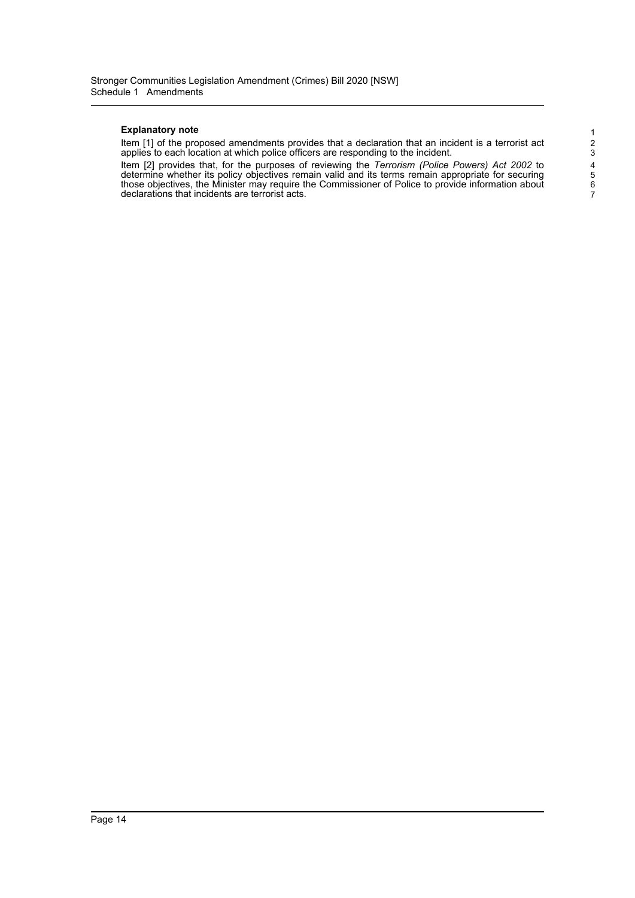**Explanatory note**

Item [1] of the proposed amendments provides that a declaration that an incident is a terrorist act applies to each location at which police officers are responding to the incident.

Item [2] provides that, for the purposes of reviewing the *Terrorism (Police Powers) Act 2002* to determine whether its policy objectives remain valid and its terms remain appropriate for securing those objectives, the Minister may require the Commissioner of Police to provide information about declarations that incidents are terrorist acts.